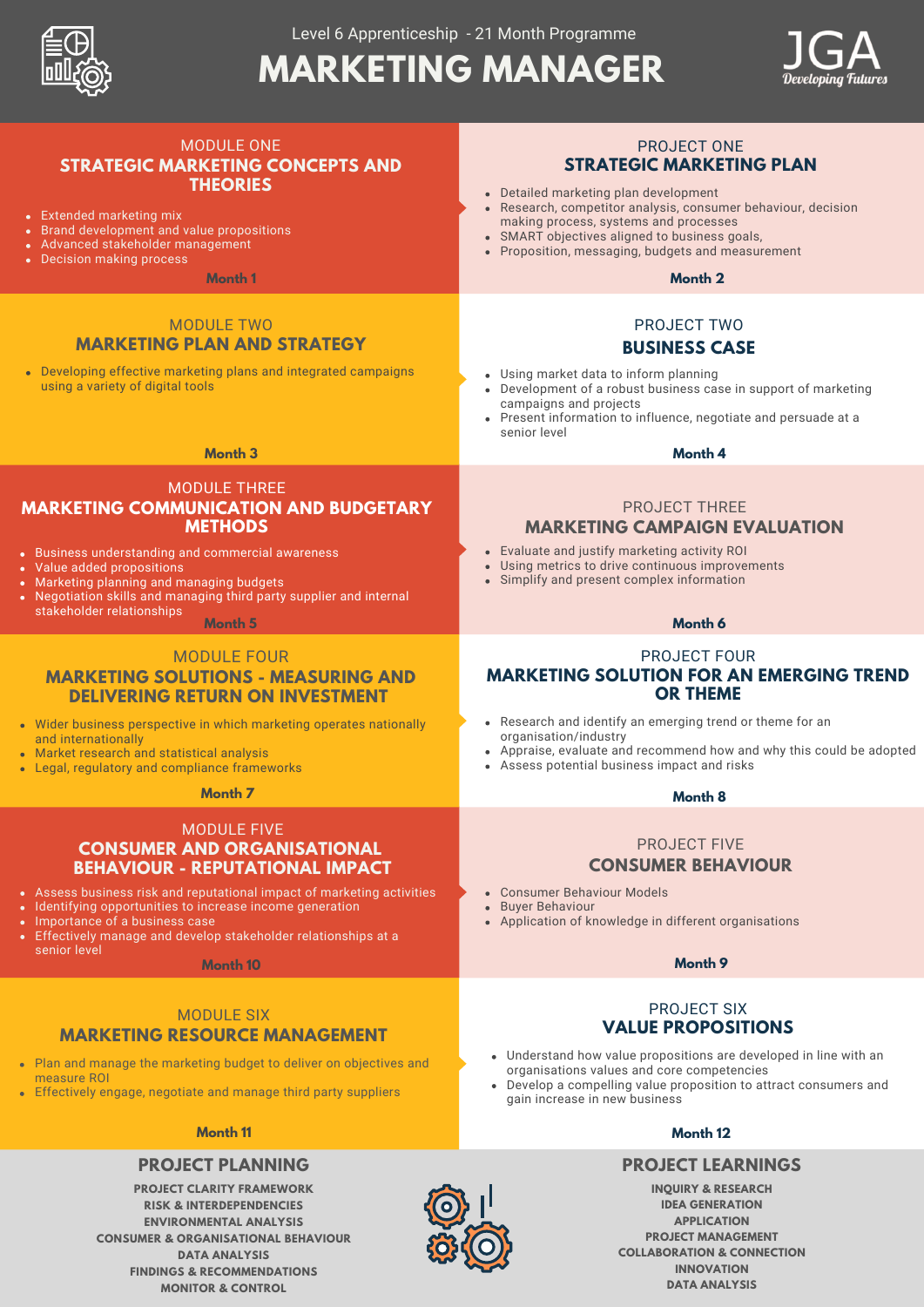Level 6 Apprenticeship - 21 Month Programme

# MARKETING MANAGER

JGA *Developing Futures*

## MODULE ONE
### STRATEGIC MARKETING CONCEPTS AND THEORIES

- Extended marketing mix
- Brand development and value propositions
- Advanced stakeholder management
- Decision making process

**Month 1**

## PROJECT ONE
### STRATEGIC MARKETING PLAN

- Detailed marketing plan development
- Research, competitor analysis, consumer behaviour, decision making process, systems and processes
- SMART objectives aligned to business goals,
- Proposition, messaging, budgets and measurement

**Month 2**

## MODULE TWO
### MARKETING PLAN AND STRATEGY

- Developing effective marketing plans and integrated campaigns using a variety of digital tools

**Month 3**

## PROJECT TWO
### BUSINESS CASE

- Using market data to inform planning
- Development of a robust business case in support of marketing campaigns and projects
- Present information to influence, negotiate and persuade at a senior level

**Month 4**

## MODULE THREE
### MARKETING COMMUNICATION AND BUDGETARY METHODS

- Business understanding and commercial awareness
- Value added propositions
- Marketing planning and managing budgets
- Negotiation skills and managing third party supplier and internal stakeholder relationships

**Month 5**

## PROJECT THREE
### MARKETING CAMPAIGN EVALUATION

- Evaluate and justify marketing activity ROI
- Using metrics to drive continuous improvements
- Simplify and present complex information

**Month 6**

## MODULE FOUR
### MARKETING SOLUTIONS - MEASURING AND DELIVERING RETURN ON INVESTMENT

- Wider business perspective in which marketing operates nationally and internationally
- Market research and statistical analysis
- Legal, regulatory and compliance frameworks

**Month 7**

## PROJECT FOUR
### MARKETING SOLUTION FOR AN EMERGING TREND OR THEME

- Research and identify an emerging trend or theme for an organisation/industry
- Appraise, evaluate and recommend how and why this could be adopted
- Assess potential business impact and risks

**Month 8**

## PROJECT FIVE
### CONSUMER BEHAVIOUR

- Consumer Behaviour Models
- Buyer Behaviour
- Application of knowledge in different organisations

**Month 9**

## MODULE FIVE
### CONSUMER AND ORGANISATIONAL BEHAVIOUR - REPUTATIONAL IMPACT

- Assess business risk and reputational impact of marketing activities
- Identifying opportunities to increase income generation
- Importance of a business case
- Effectively manage and develop stakeholder relationships at a senior level

**Month 10**

## MODULE SIX
### MARKETING RESOURCE MANAGEMENT

- Plan and manage the marketing budget to deliver on objectives and measure ROI
- Effectively engage, negotiate and manage third party suppliers

**Month 11**

## PROJECT SIX
### VALUE PROPOSITIONS

- Understand how value propositions are developed in line with an organisations values and core competencies
- Develop a compelling value proposition to attract consumers and gain increase in new business

**Month 12**

## PROJECT PLANNING

**PROJECT CLARITY FRAMEWORK**
**RISK & INTERDEPENDENCIES**
**ENVIRONMENTAL ANALYSIS**
**CONSUMER & ORGANISATIONAL BEHAVIOUR**
**DATA ANALYSIS**
**FINDINGS & RECOMMENDATIONS**
**MONITOR & CONTROL**

## PROJECT LEARNINGS

**INQUIRY & RESEARCH**
**IDEA GENERATION**
**APPLICATION**
**PROJECT MANAGEMENT**
**COLLABORATION & CONNECTION**
**INNOVATION**
**DATA ANALYSIS**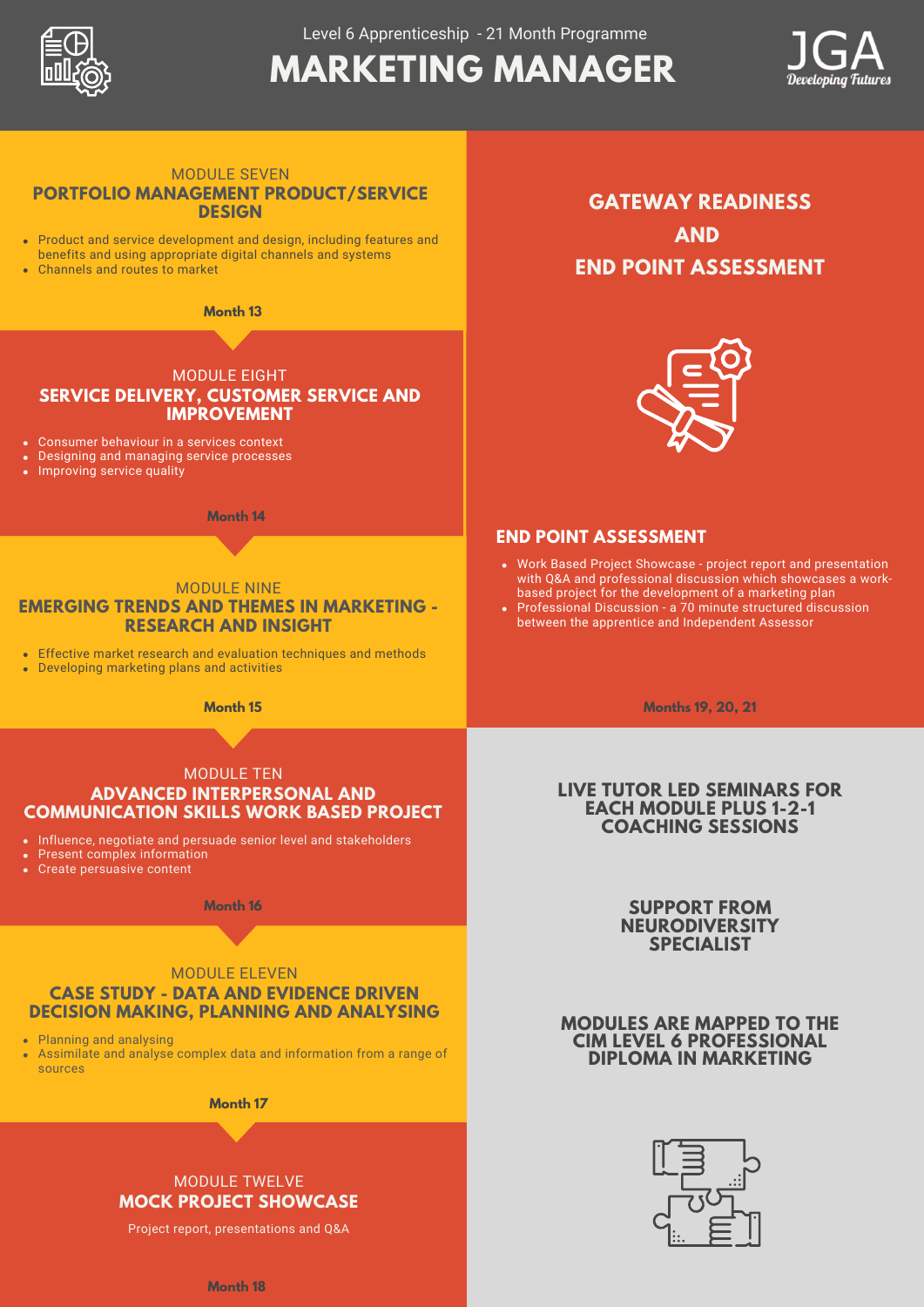Level 6 Apprenticeship - 21 Month Programme

# MARKETING MANAGER

JGA Developing Futures

MODULE SEVEN

## PORTFOLIO MANAGEMENT PRODUCT/SERVICE DESIGN

- Product and service development and design, including features and benefits and using appropriate digital channels and systems
- Channels and routes to market

**Month 13**

MODULE EIGHT

## SERVICE DELIVERY, CUSTOMER SERVICE AND IMPROVEMENT

- Consumer behaviour in a services context
- Designing and managing service processes
- Improving service quality

**Month 14**

MODULE NINE

## EMERGING TRENDS AND THEMES IN MARKETING - RESEARCH AND INSIGHT

- Effective market research and evaluation techniques and methods
- Developing marketing plans and activities

**Month 15**

MODULE TEN

## ADVANCED INTERPERSONAL AND COMMUNICATION SKILLS WORK BASED PROJECT

- Influence, negotiate and persuade senior level and stakeholders
- Present complex information
- Create persuasive content

**Month 16**

MODULE ELEVEN

## CASE STUDY - DATA AND EVIDENCE DRIVEN DECISION MAKING, PLANNING AND ANALYSING

- Planning and analysing
- Assimilate and analyse complex data and information from a range of sources

**Month 17**

MODULE TWELVE

## MOCK PROJECT SHOWCASE

Project report, presentations and Q&A

**Month 18**

## GATEWAY READINESS AND END POINT ASSESSMENT

### END POINT ASSESSMENT

- Work Based Project Showcase - project report and presentation with Q&A and professional discussion which showcases a work-based project for the development of a marketing plan
- Professional Discussion - a 70 minute structured discussion between the apprentice and Independent Assessor

**Months 19, 20, 21**

**LIVE TUTOR LED SEMINARS FOR EACH MODULE PLUS 1-2-1 COACHING SESSIONS**

**SUPPORT FROM NEURODIVERSITY SPECIALIST**

**MODULES ARE MAPPED TO THE CIM LEVEL 6 PROFESSIONAL DIPLOMA IN MARKETING**